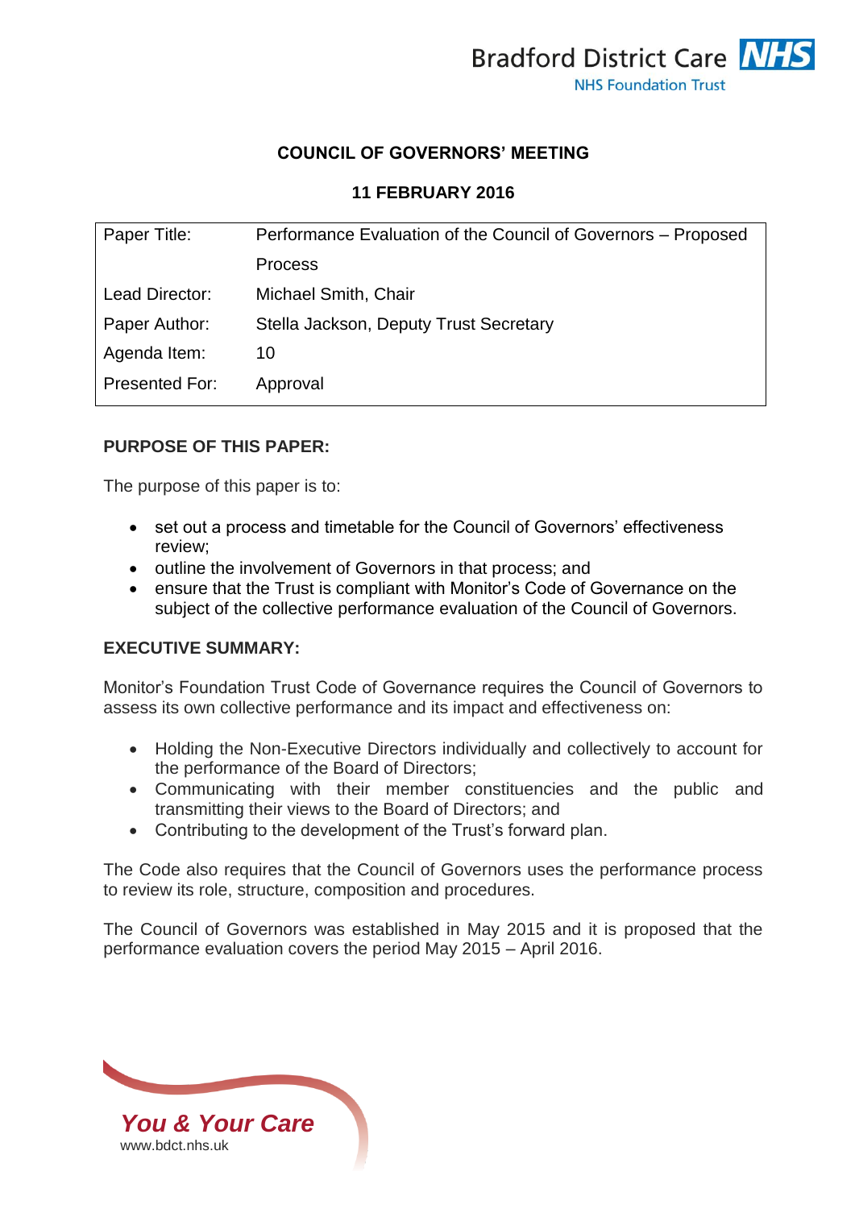Bradford District Care NHS Foundation Trust

# COUNCIL OF GOVERNORS' MEETING

## 11 FEBRUARY 2016

| | |
|---|---|
| Paper Title: | Performance Evaluation of the Council of Governors – Proposed Process |
| Lead Director: | Michael Smith, Chair |
| Paper Author: | Stella Jackson, Deputy Trust Secretary |
| Agenda Item: | 10 |
| Presented For: | Approval |

**PURPOSE OF THIS PAPER:**

The purpose of this paper is to:

- set out a process and timetable for the Council of Governors' effectiveness review;
- outline the involvement of Governors in that process; and
- ensure that the Trust is compliant with Monitor's Code of Governance on the subject of the collective performance evaluation of the Council of Governors.

**EXECUTIVE SUMMARY:**

Monitor's Foundation Trust Code of Governance requires the Council of Governors to assess its own collective performance and its impact and effectiveness on:

- Holding the Non-Executive Directors individually and collectively to account for the performance of the Board of Directors;
- Communicating with their member constituencies and the public and transmitting their views to the Board of Directors; and
- Contributing to the development of the Trust's forward plan.

The Code also requires that the Council of Governors uses the performance process to review its role, structure, composition and procedures.

The Council of Governors was established in May 2015 and it is proposed that the performance evaluation covers the period May 2015 – April 2016.

*You & Your Care*
www.bdct.nhs.uk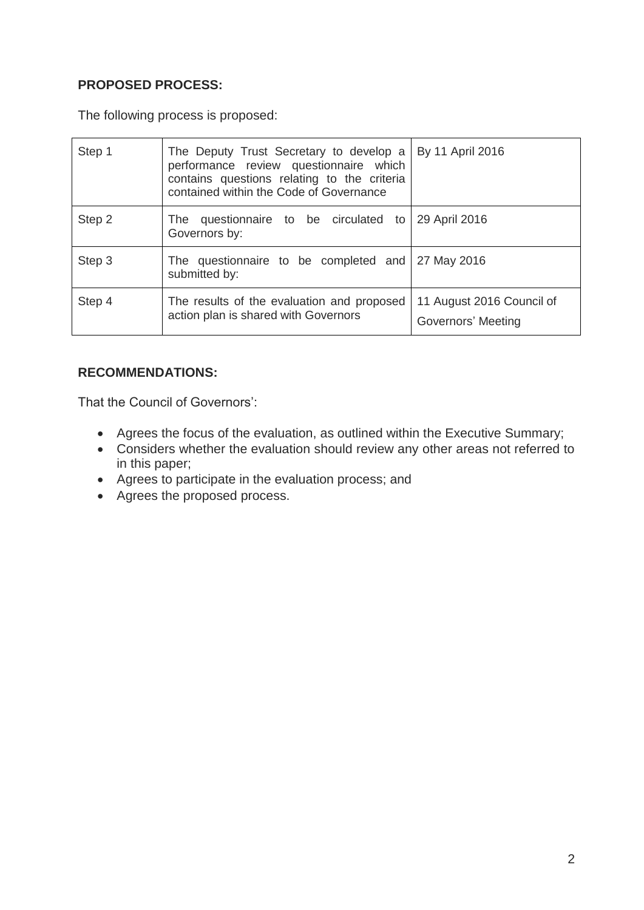**PROPOSED PROCESS:**

The following process is proposed:

| | | |
|---|---|---|
| Step 1 | The Deputy Trust Secretary to develop a performance review questionnaire which contains questions relating to the criteria contained within the Code of Governance | By 11 April 2016 |
| Step 2 | The questionnaire to be circulated to Governors by: | 29 April 2016 |
| Step 3 | The questionnaire to be completed and submitted by: | 27 May 2016 |
| Step 4 | The results of the evaluation and proposed action plan is shared with Governors | 11 August 2016 Council of Governors' Meeting |

**RECOMMENDATIONS:**

That the Council of Governors':

- Agrees the focus of the evaluation, as outlined within the Executive Summary;
- Considers whether the evaluation should review any other areas not referred to in this paper;
- Agrees to participate in the evaluation process; and
- Agrees the proposed process.